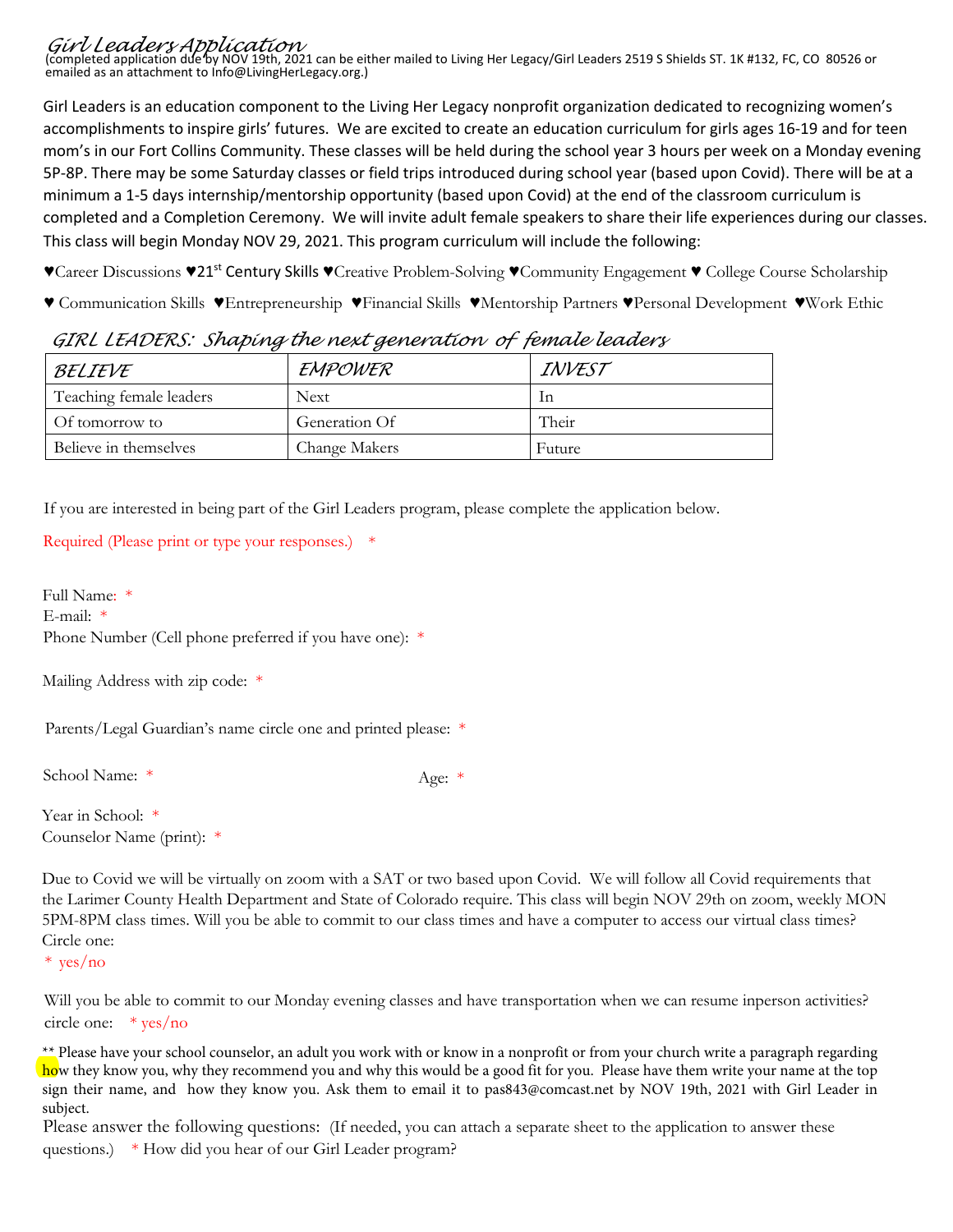# *Girl Leaders Application*

(completed application due by NOV 19th, 2021 can be either mailed to Living Her Legacy/Girl Leaders 2519 S Shields ST. 1K #132, FC, CO 80526 or emailed as an attachment to Info@LivingHerLegacy.org.)

Girl Leaders is an education component to the Living Her Legacy nonprofit organization dedicated to recognizing women's accomplishments to inspire girls' futures. We are excited to create an education curriculum for girls ages 16-19 and for teen mom's in our Fort Collins Community. These classes will be held during the school year 3 hours per week on a Monday evening 5P-8P. There may be some Saturday classes or field trips introduced during school year (based upon Covid). There will be at a minimum a 1-5 days internship/mentorship opportunity (based upon Covid) at the end of the classroom curriculum is completed and a Completion Ceremony. We will invite adult female speakers to share their life experiences during our classes. This class will begin Monday NOV 29, 2021. This program curriculum will include the following:

♥Career Discussions ♥21st Century Skills ♥Creative Problem-Solving ♥Community Engagement ♥ College Course Scholarship ♥ Communication Skills ♥Entrepreneurship ♥Financial Skills ♥Mentorship Partners ♥Personal Development ♥Work Ethic

*GIRL LEADERS: Shaping the next generation of female leaders*

| *BELIEVE* | *EMPOWER* | *INVEST* |
|---|---|---|
| Teaching female leaders | Next | In |
| Of tomorrow to | Generation Of | Their |
| Believe in themselves | Change Makers | Future |

If you are interested in being part of the Girl Leaders program, please complete the application below.

Required (Please print or type your responses.) *

Full Name: *
E-mail: *
Phone Number (Cell phone preferred if you have one): *

Mailing Address with zip code: *

Parents/Legal Guardian's name circle one and printed please: *

School Name: * Age: *

Year in School: *
Counselor Name (print): *

Due to Covid we will be virtually on zoom with a SAT or two based upon Covid. We will follow all Covid requirements that the Larimer County Health Department and State of Colorado require. This class will begin NOV 29th on zoom, weekly MON 5PM-8PM class times. Will you be able to commit to our class times and have a computer to access our virtual class times? Circle one:
* yes/no

Will you be able to commit to our Monday evening classes and have transportation when we can resume inperson activities? circle one: * yes/no

** Please have your school counselor, an adult you work with or know in a nonprofit or from your church write a paragraph regarding how they know you, why they recommend you and why this would be a good fit for you. Please have them write your name at the top sign their name, and how they know you. Ask them to email it to pas843@comcast.net by NOV 19th, 2021 with Girl Leader in subject.

Please answer the following questions: (If needed, you can attach a separate sheet to the application to answer these questions.) * How did you hear of our Girl Leader program?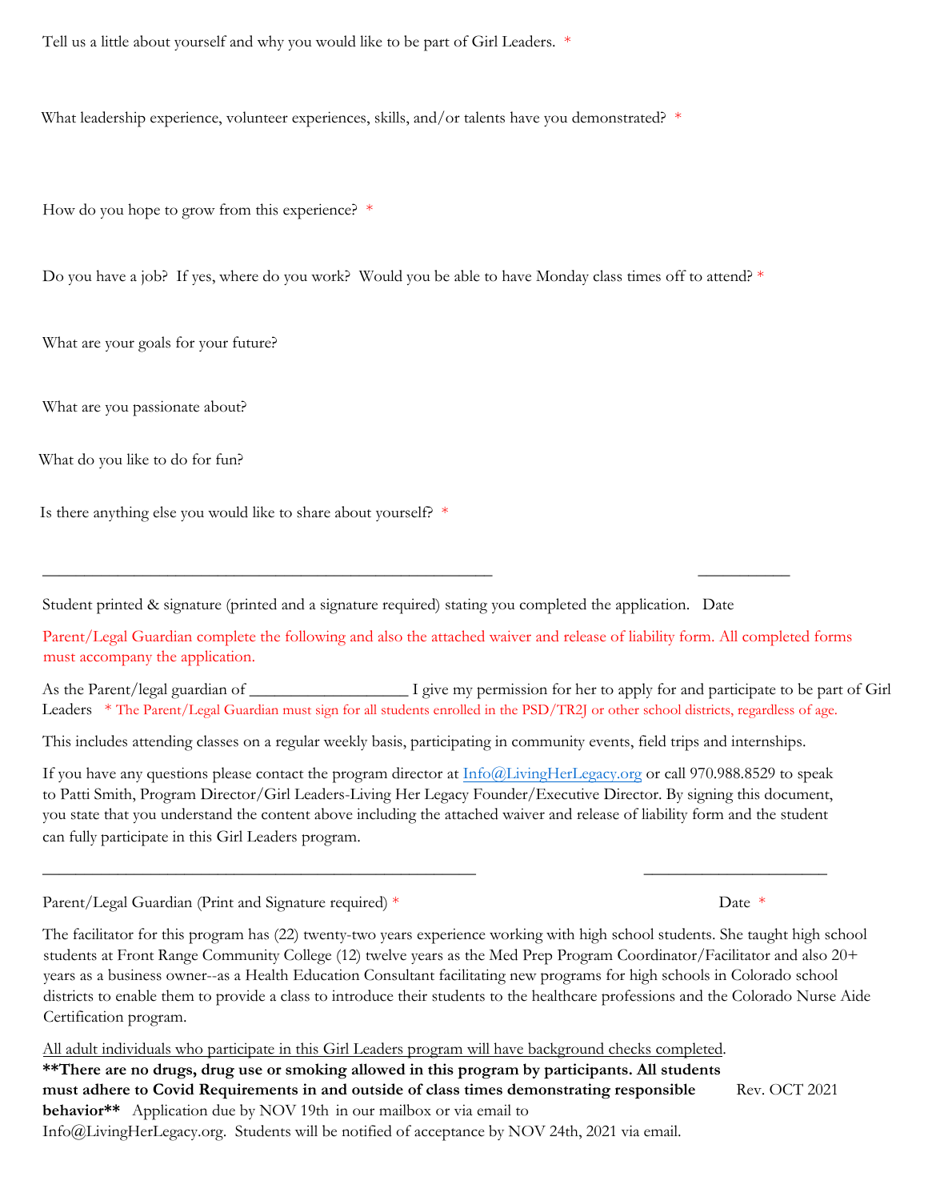Tell us a little about yourself and why you would like to be part of Girl Leaders. *

What leadership experience, volunteer experiences, skills, and/or talents have you demonstrated? *

How do you hope to grow from this experience? *

Do you have a job? If yes, where do you work? Would you be able to have Monday class times off to attend? *

What are your goals for your future?

What are you passionate about?

What do you like to do for fun?

Is there anything else you would like to share about yourself? *

\_\_\_\_\_\_\_\_\_\_\_\_\_\_\_\_\_\_\_\_\_\_\_\_\_\_\_\_\_\_\_\_\_\_\_\_\_\_\_\_\_\_\_\_\_\_\_\_\_\_\_\_ \_\_\_\_\_\_\_\_\_\_\_

Student printed & signature (printed and a signature required) stating you completed the application. Date

Parent/Legal Guardian complete the following and also the attached waiver and release of liability form. All completed forms must accompany the application.

As the Parent/legal guardian of \_\_\_\_\_\_\_\_\_\_\_\_\_\_\_\_\_\_\_ I give my permission for her to apply for and participate to be part of Girl Leaders * The Parent/Legal Guardian must sign for all students enrolled in the PSD/TR2J or other school districts, regardless of age.

This includes attending classes on a regular weekly basis, participating in community events, field trips and internships.

If you have any questions please contact the program director at Info@LivingHerLegacy.org or call 970.988.8529 to speak to Patti Smith, Program Director/Girl Leaders-Living Her Legacy Founder/Executive Director. By signing this document, you state that you understand the content above including the attached waiver and release of liability form and the student can fully participate in this Girl Leaders program.

\_\_\_\_\_\_\_\_\_\_\_\_\_\_\_\_\_\_\_\_\_\_\_\_\_\_\_\_\_\_\_\_\_\_\_\_\_\_\_\_\_\_\_\_\_\_\_\_\_\_ \_\_\_\_\_\_\_\_\_\_\_\_\_\_\_\_\_\_\_\_\_\_

Parent/Legal Guardian (Print and Signature required) * Date *

The facilitator for this program has (22) twenty-two years experience working with high school students. She taught high school students at Front Range Community College (12) twelve years as the Med Prep Program Coordinator/Facilitator and also 20+ years as a business owner--as a Health Education Consultant facilitating new programs for high schools in Colorado school districts to enable them to provide a class to introduce their students to the healthcare professions and the Colorado Nurse Aide Certification program.

All adult individuals who participate in this Girl Leaders program will have background checks completed.

**\*\*There are no drugs, drug use or smoking allowed in this program by participants. All students must adhere to Covid Requirements in and outside of class times demonstrating responsible behavior\*\*** Application due by NOV 19th in our mailbox or via email to Info@LivingHerLegacy.org. Students will be notified of acceptance by NOV 24th, 2021 via email.

Rev. OCT 2021